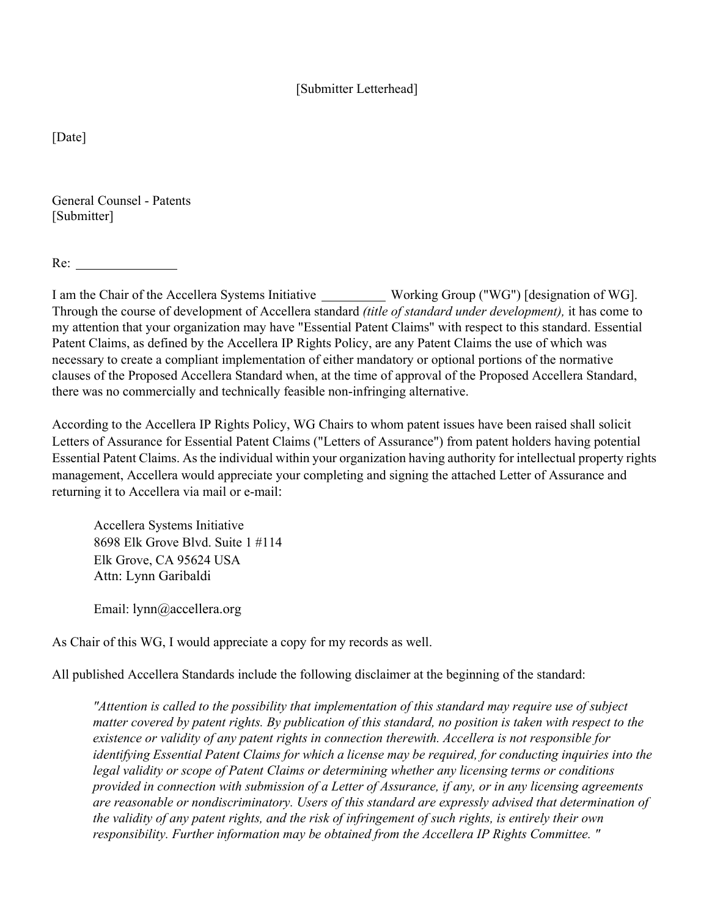[Submitter Letterhead]

[Date]

General Counsel - Patents
[Submitter]

Re: _______________

I am the Chair of the Accellera Systems Initiative __________ Working Group ("WG") [designation of WG]. Through the course of development of Accellera standard *(title of standard under development),* it has come to my attention that your organization may have "Essential Patent Claims" with respect to this standard. Essential Patent Claims, as defined by the Accellera IP Rights Policy, are any Patent Claims the use of which was necessary to create a compliant implementation of either mandatory or optional portions of the normative clauses of the Proposed Accellera Standard when, at the time of approval of the Proposed Accellera Standard, there was no commercially and technically feasible non-infringing alternative.

According to the Accellera IP Rights Policy, WG Chairs to whom patent issues have been raised shall solicit Letters of Assurance for Essential Patent Claims ("Letters of Assurance") from patent holders having potential Essential Patent Claims. As the individual within your organization having authority for intellectual property rights management, Accellera would appreciate your completing and signing the attached Letter of Assurance and returning it to Accellera via mail or e-mail:

> Accellera Systems Initiative
> 8698 Elk Grove Blvd. Suite 1 #114
> Elk Grove, CA 95624 USA
> Attn: Lynn Garibaldi
>
> Email: lynn@accellera.org

As Chair of this WG, I would appreciate a copy for my records as well.

All published Accellera Standards include the following disclaimer at the beginning of the standard:

> *"Attention is called to the possibility that implementation of this standard may require use of subject matter covered by patent rights. By publication of this standard, no position is taken with respect to the existence or validity of any patent rights in connection therewith. Accellera is not responsible for identifying Essential Patent Claims for which a license may be required, for conducting inquiries into the legal validity or scope of Patent Claims or determining whether any licensing terms or conditions provided in connection with submission of a Letter of Assurance, if any, or in any licensing agreements are reasonable or nondiscriminatory. Users of this standard are expressly advised that determination of the validity of any patent rights, and the risk of infringement of such rights, is entirely their own responsibility. Further information may be obtained from the Accellera IP Rights Committee. "*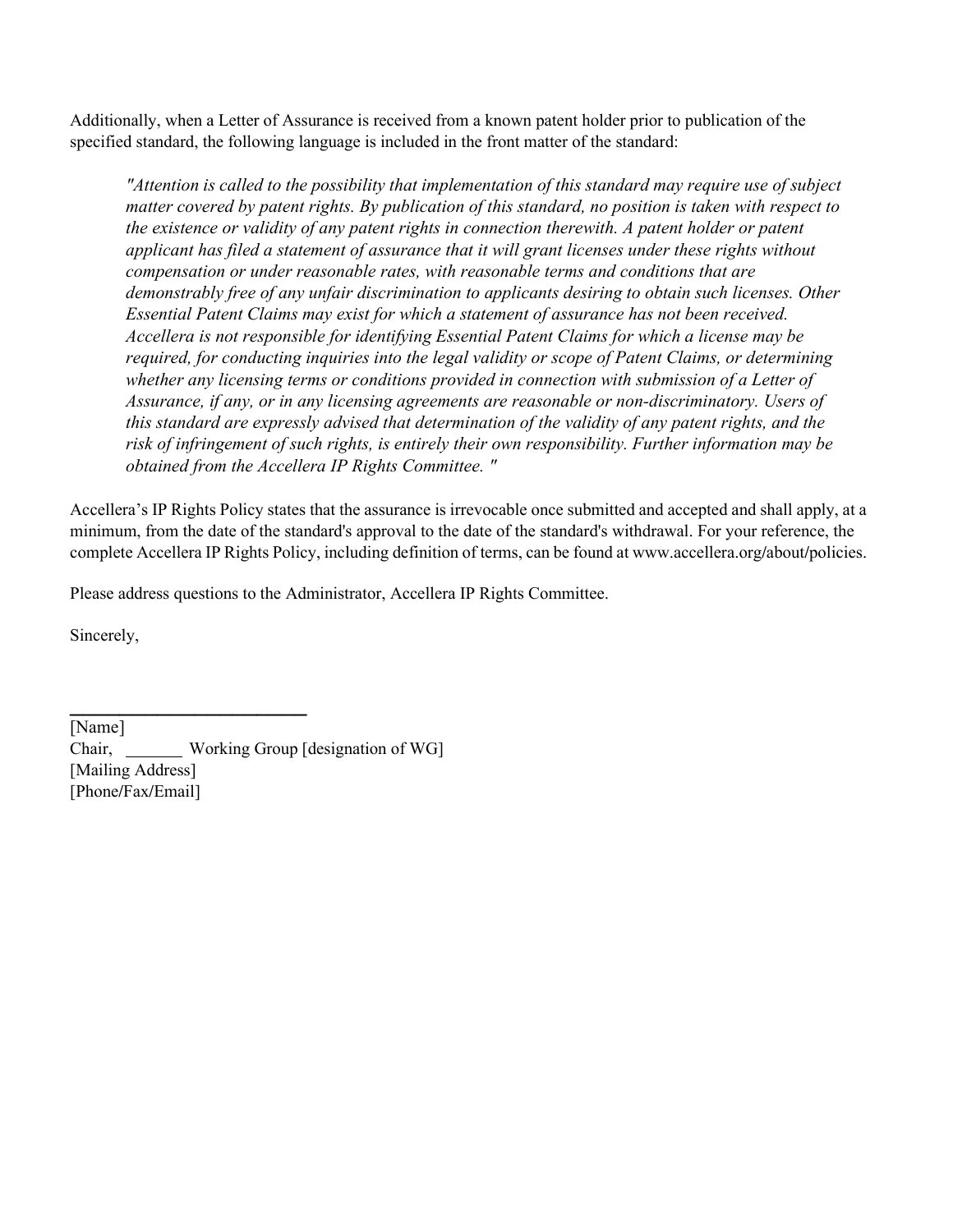Additionally, when a Letter of Assurance is received from a known patent holder prior to publication of the specified standard, the following language is included in the front matter of the standard:

> *"Attention is called to the possibility that implementation of this standard may require use of subject matter covered by patent rights. By publication of this standard, no position is taken with respect to the existence or validity of any patent rights in connection therewith. A patent holder or patent applicant has filed a statement of assurance that it will grant licenses under these rights without compensation or under reasonable rates, with reasonable terms and conditions that are demonstrably free of any unfair discrimination to applicants desiring to obtain such licenses. Other Essential Patent Claims may exist for which a statement of assurance has not been received. Accellera is not responsible for identifying Essential Patent Claims for which a license may be required, for conducting inquiries into the legal validity or scope of Patent Claims, or determining whether any licensing terms or conditions provided in connection with submission of a Letter of Assurance, if any, or in any licensing agreements are reasonable or non-discriminatory. Users of this standard are expressly advised that determination of the validity of any patent rights, and the risk of infringement of such rights, is entirely their own responsibility. Further information may be obtained from the Accellera IP Rights Committee. "*

Accellera's IP Rights Policy states that the assurance is irrevocable once submitted and accepted and shall apply, at a minimum, from the date of the standard's approval to the date of the standard's withdrawal. For your reference, the complete Accellera IP Rights Policy, including definition of terms, can be found at www.accellera.org/about/policies.

Please address questions to the Administrator, Accellera IP Rights Committee.

Sincerely,

\_\_\_\_\_\_\_\_\_\_\_\_\_\_\_\_\_\_\_\_\_\_\_\_\_\_\_

[Name]
Chair, \_\_\_\_\_\_\_ Working Group [designation of WG]
[Mailing Address]
[Phone/Fax/Email]